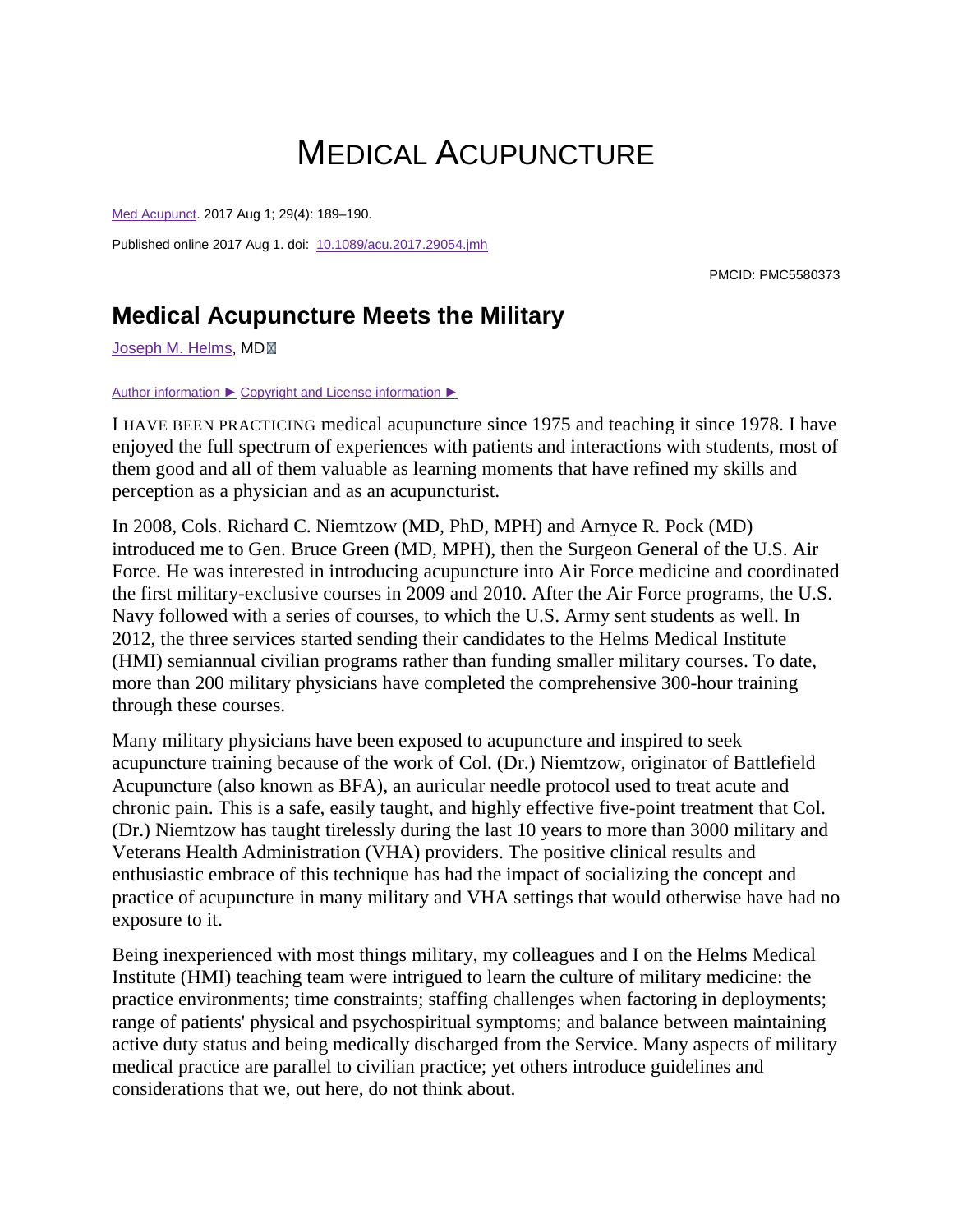# MEDICAL ACUPUNCTURE

Med Acupunct. 2017 Aug 1; 29(4): 189–190.

Published online 2017 Aug 1. doi: 10.1089/acu.2017.29054.jmh

PMCID: PMC5580373

## Medical Acupuncture Meets the Military

Joseph M. Helms, MD

Author information ► Copyright and License information ►

I HAVE BEEN PRACTICING medical acupuncture since 1975 and teaching it since 1978. I have enjoyed the full spectrum of experiences with patients and interactions with students, most of them good and all of them valuable as learning moments that have refined my skills and perception as a physician and as an acupuncturist.

In 2008, Cols. Richard C. Niemtzow (MD, PhD, MPH) and Arnyce R. Pock (MD) introduced me to Gen. Bruce Green (MD, MPH), then the Surgeon General of the U.S. Air Force. He was interested in introducing acupuncture into Air Force medicine and coordinated the first military-exclusive courses in 2009 and 2010. After the Air Force programs, the U.S. Navy followed with a series of courses, to which the U.S. Army sent students as well. In 2012, the three services started sending their candidates to the Helms Medical Institute (HMI) semiannual civilian programs rather than funding smaller military courses. To date, more than 200 military physicians have completed the comprehensive 300-hour training through these courses.

Many military physicians have been exposed to acupuncture and inspired to seek acupuncture training because of the work of Col. (Dr.) Niemtzow, originator of Battlefield Acupuncture (also known as BFA), an auricular needle protocol used to treat acute and chronic pain. This is a safe, easily taught, and highly effective five-point treatment that Col. (Dr.) Niemtzow has taught tirelessly during the last 10 years to more than 3000 military and Veterans Health Administration (VHA) providers. The positive clinical results and enthusiastic embrace of this technique has had the impact of socializing the concept and practice of acupuncture in many military and VHA settings that would otherwise have had no exposure to it.

Being inexperienced with most things military, my colleagues and I on the Helms Medical Institute (HMI) teaching team were intrigued to learn the culture of military medicine: the practice environments; time constraints; staffing challenges when factoring in deployments; range of patients' physical and psychospiritual symptoms; and balance between maintaining active duty status and being medically discharged from the Service. Many aspects of military medical practice are parallel to civilian practice; yet others introduce guidelines and considerations that we, out here, do not think about.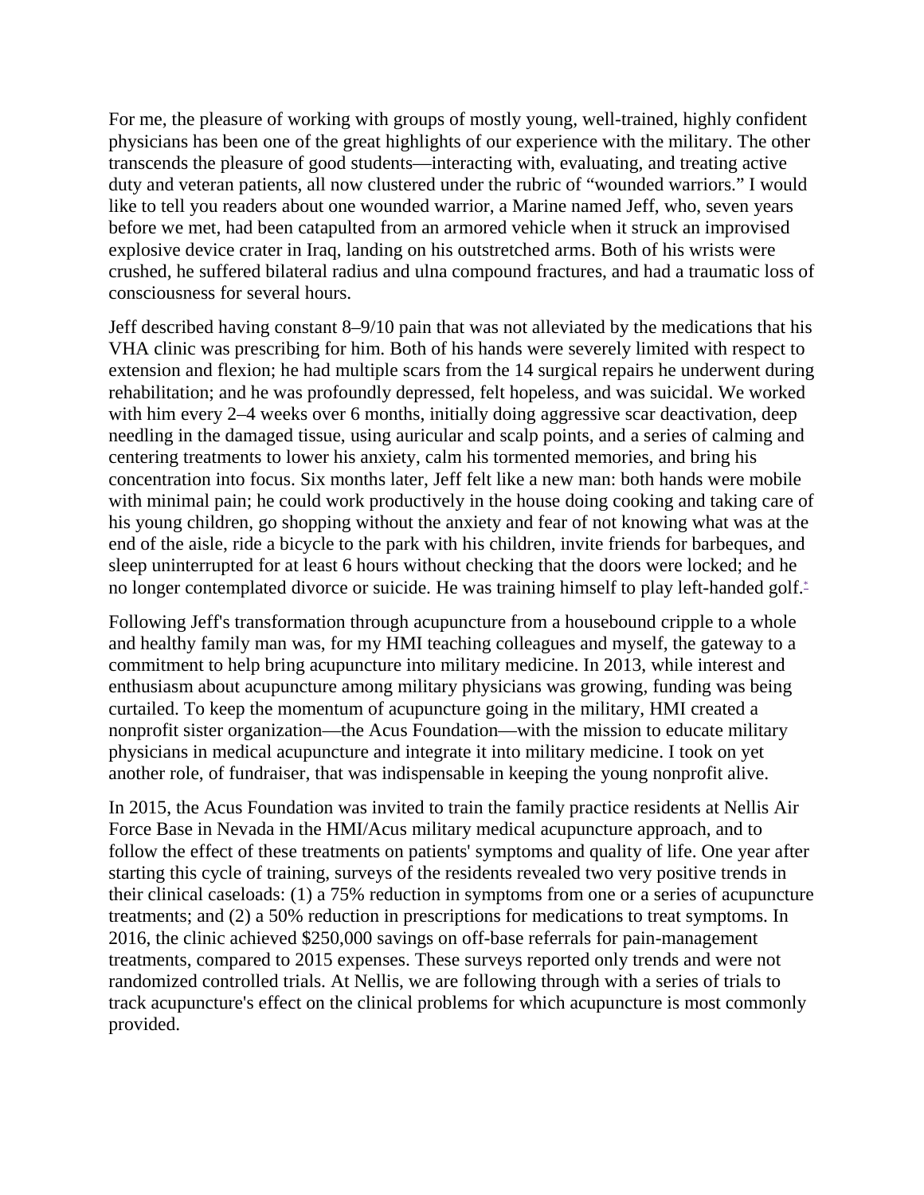For me, the pleasure of working with groups of mostly young, well-trained, highly confident physicians has been one of the great highlights of our experience with the military. The other transcends the pleasure of good students—interacting with, evaluating, and treating active duty and veteran patients, all now clustered under the rubric of "wounded warriors." I would like to tell you readers about one wounded warrior, a Marine named Jeff, who, seven years before we met, had been catapulted from an armored vehicle when it struck an improvised explosive device crater in Iraq, landing on his outstretched arms. Both of his wrists were crushed, he suffered bilateral radius and ulna compound fractures, and had a traumatic loss of consciousness for several hours.

Jeff described having constant 8–9/10 pain that was not alleviated by the medications that his VHA clinic was prescribing for him. Both of his hands were severely limited with respect to extension and flexion; he had multiple scars from the 14 surgical repairs he underwent during rehabilitation; and he was profoundly depressed, felt hopeless, and was suicidal. We worked with him every 2–4 weeks over 6 months, initially doing aggressive scar deactivation, deep needling in the damaged tissue, using auricular and scalp points, and a series of calming and centering treatments to lower his anxiety, calm his tormented memories, and bring his concentration into focus. Six months later, Jeff felt like a new man: both hands were mobile with minimal pain; he could work productively in the house doing cooking and taking care of his young children, go shopping without the anxiety and fear of not knowing what was at the end of the aisle, ride a bicycle to the park with his children, invite friends for barbeques, and sleep uninterrupted for at least 6 hours without checking that the doors were locked; and he no longer contemplated divorce or suicide. He was training himself to play left-handed golf.[*]

Following Jeff's transformation through acupuncture from a housebound cripple to a whole and healthy family man was, for my HMI teaching colleagues and myself, the gateway to a commitment to help bring acupuncture into military medicine. In 2013, while interest and enthusiasm about acupuncture among military physicians was growing, funding was being curtailed. To keep the momentum of acupuncture going in the military, HMI created a nonprofit sister organization—the Acus Foundation—with the mission to educate military physicians in medical acupuncture and integrate it into military medicine. I took on yet another role, of fundraiser, that was indispensable in keeping the young nonprofit alive.

In 2015, the Acus Foundation was invited to train the family practice residents at Nellis Air Force Base in Nevada in the HMI/Acus military medical acupuncture approach, and to follow the effect of these treatments on patients' symptoms and quality of life. One year after starting this cycle of training, surveys of the residents revealed two very positive trends in their clinical caseloads: (1) a 75% reduction in symptoms from one or a series of acupuncture treatments; and (2) a 50% reduction in prescriptions for medications to treat symptoms. In 2016, the clinic achieved $250,000 savings on off-base referrals for pain-management treatments, compared to 2015 expenses. These surveys reported only trends and were not randomized controlled trials. At Nellis, we are following through with a series of trials to track acupuncture's effect on the clinical problems for which acupuncture is most commonly provided.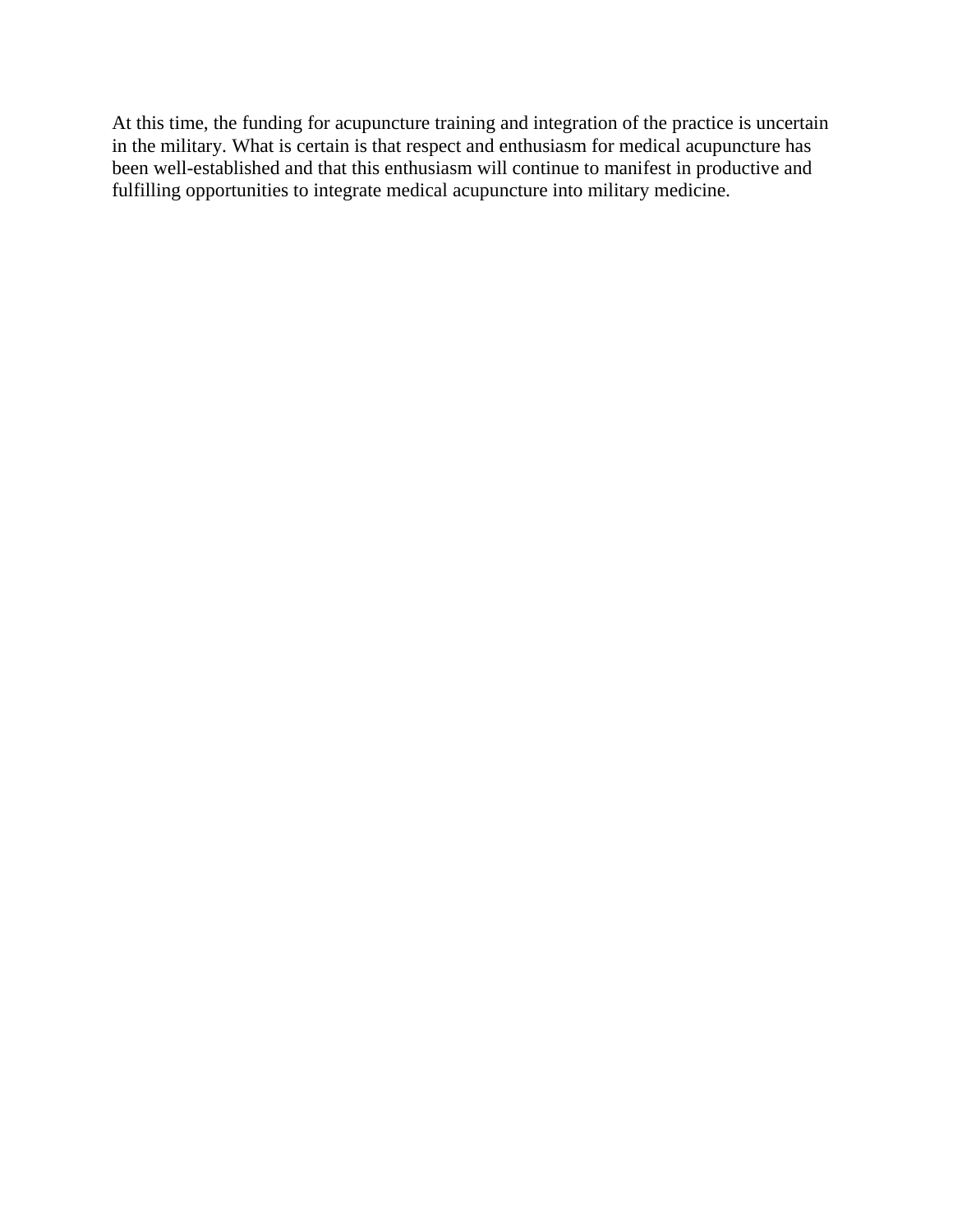At this time, the funding for acupuncture training and integration of the practice is uncertain in the military. What is certain is that respect and enthusiasm for medical acupuncture has been well-established and that this enthusiasm will continue to manifest in productive and fulfilling opportunities to integrate medical acupuncture into military medicine.